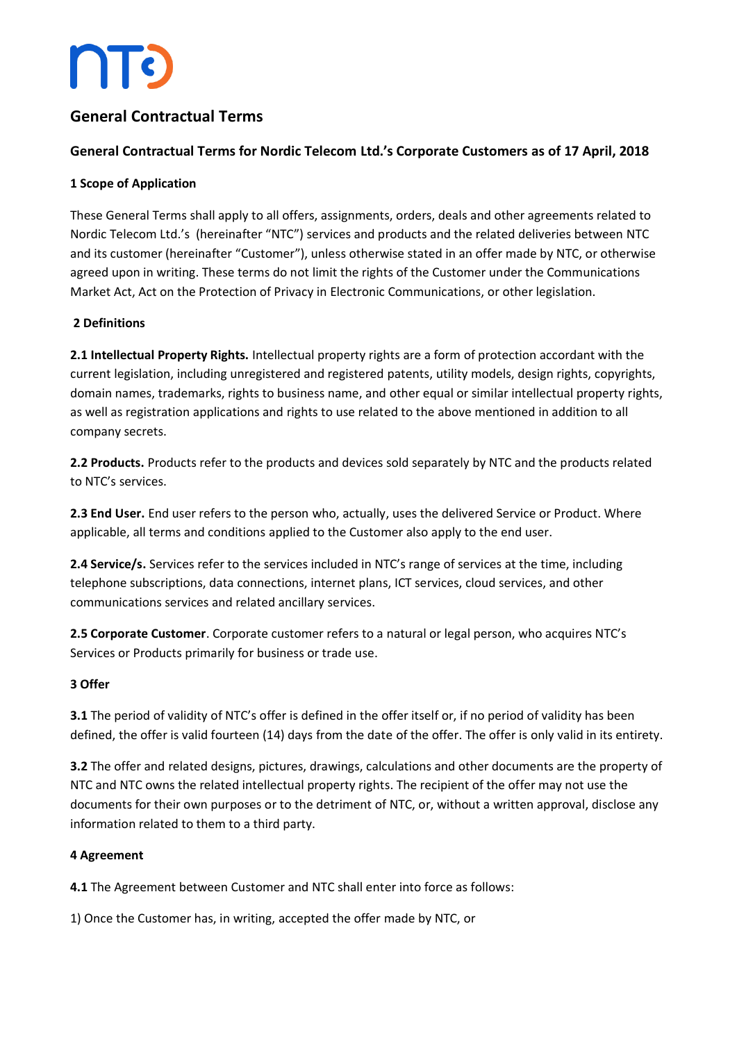# General Contractual Terms

## General Contractual Terms for Nordic Telecom Ltd.'s Corporate Customers as of 17 April, 2018

### 1 Scope of Application

These General Terms shall apply to all offers, assignments, orders, deals and other agreements related to Nordic Telecom Ltd.'s (hereinafter "NTC") services and products and the related deliveries between NTC and its customer (hereinafter "Customer"), unless otherwise stated in an offer made by NTC, or otherwise agreed upon in writing. These terms do not limit the rights of the Customer under the Communications Market Act, Act on the Protection of Privacy in Electronic Communications, or other legislation.

### 2 Definitions

**2.1 Intellectual Property Rights.** Intellectual property rights are a form of protection accordant with the current legislation, including unregistered and registered patents, utility models, design rights, copyrights, domain names, trademarks, rights to business name, and other equal or similar intellectual property rights, as well as registration applications and rights to use related to the above mentioned in addition to all company secrets.

**2.2 Products.** Products refer to the products and devices sold separately by NTC and the products related to NTC's services.

**2.3 End User.** End user refers to the person who, actually, uses the delivered Service or Product. Where applicable, all terms and conditions applied to the Customer also apply to the end user.

**2.4 Service/s.** Services refer to the services included in NTC's range of services at the time, including telephone subscriptions, data connections, internet plans, ICT services, cloud services, and other communications services and related ancillary services.

**2.5 Corporate Customer**. Corporate customer refers to a natural or legal person, who acquires NTC's Services or Products primarily for business or trade use.

### 3 Offer

**3.1** The period of validity of NTC's offer is defined in the offer itself or, if no period of validity has been defined, the offer is valid fourteen (14) days from the date of the offer. The offer is only valid in its entirety.

**3.2** The offer and related designs, pictures, drawings, calculations and other documents are the property of NTC and NTC owns the related intellectual property rights. The recipient of the offer may not use the documents for their own purposes or to the detriment of NTC, or, without a written approval, disclose any information related to them to a third party.

### 4 Agreement

**4.1** The Agreement between Customer and NTC shall enter into force as follows:

1) Once the Customer has, in writing, accepted the offer made by NTC, or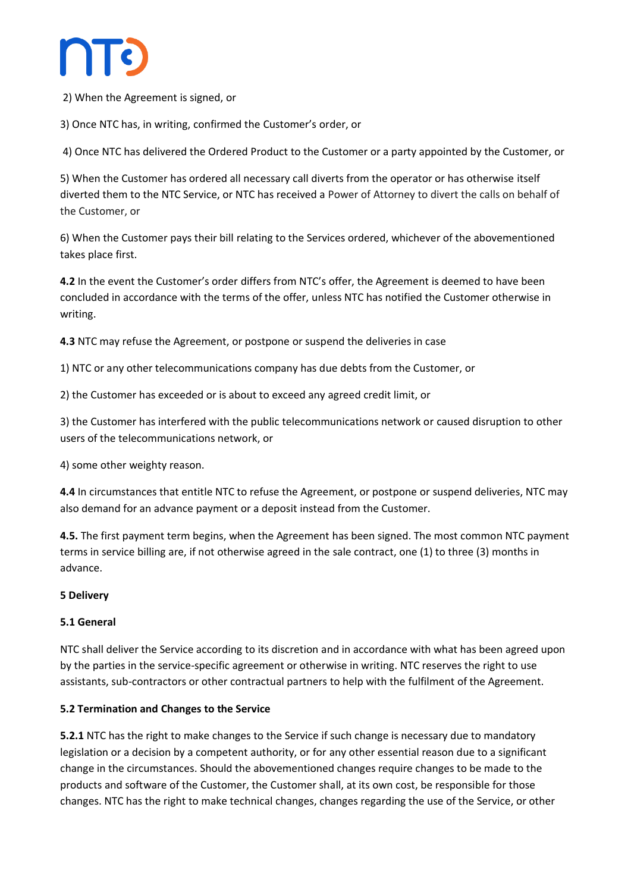2) When the Agreement is signed, or

3) Once NTC has, in writing, confirmed the Customer's order, or

4) Once NTC has delivered the Ordered Product to the Customer or a party appointed by the Customer, or

5) When the Customer has ordered all necessary call diverts from the operator or has otherwise itself diverted them to the NTC Service, or NTC has received a Power of Attorney to divert the calls on behalf of the Customer, or

6) When the Customer pays their bill relating to the Services ordered, whichever of the abovementioned takes place first.

**4.2** In the event the Customer's order differs from NTC's offer, the Agreement is deemed to have been concluded in accordance with the terms of the offer, unless NTC has notified the Customer otherwise in writing.

**4.3** NTC may refuse the Agreement, or postpone or suspend the deliveries in case

1) NTC or any other telecommunications company has due debts from the Customer, or

2) the Customer has exceeded or is about to exceed any agreed credit limit, or

3) the Customer has interfered with the public telecommunications network or caused disruption to other users of the telecommunications network, or

4) some other weighty reason.

**4.4** In circumstances that entitle NTC to refuse the Agreement, or postpone or suspend deliveries, NTC may also demand for an advance payment or a deposit instead from the Customer.

**4.5.** The first payment term begins, when the Agreement has been signed. The most common NTC payment terms in service billing are, if not otherwise agreed in the sale contract, one (1) to three (3) months in advance.

## 5 Delivery

### 5.1 General

NTC shall deliver the Service according to its discretion and in accordance with what has been agreed upon by the parties in the service-specific agreement or otherwise in writing. NTC reserves the right to use assistants, sub-contractors or other contractual partners to help with the fulfilment of the Agreement.

### 5.2 Termination and Changes to the Service

**5.2.1** NTC has the right to make changes to the Service if such change is necessary due to mandatory legislation or a decision by a competent authority, or for any other essential reason due to a significant change in the circumstances. Should the abovementioned changes require changes to be made to the products and software of the Customer, the Customer shall, at its own cost, be responsible for those changes. NTC has the right to make technical changes, changes regarding the use of the Service, or other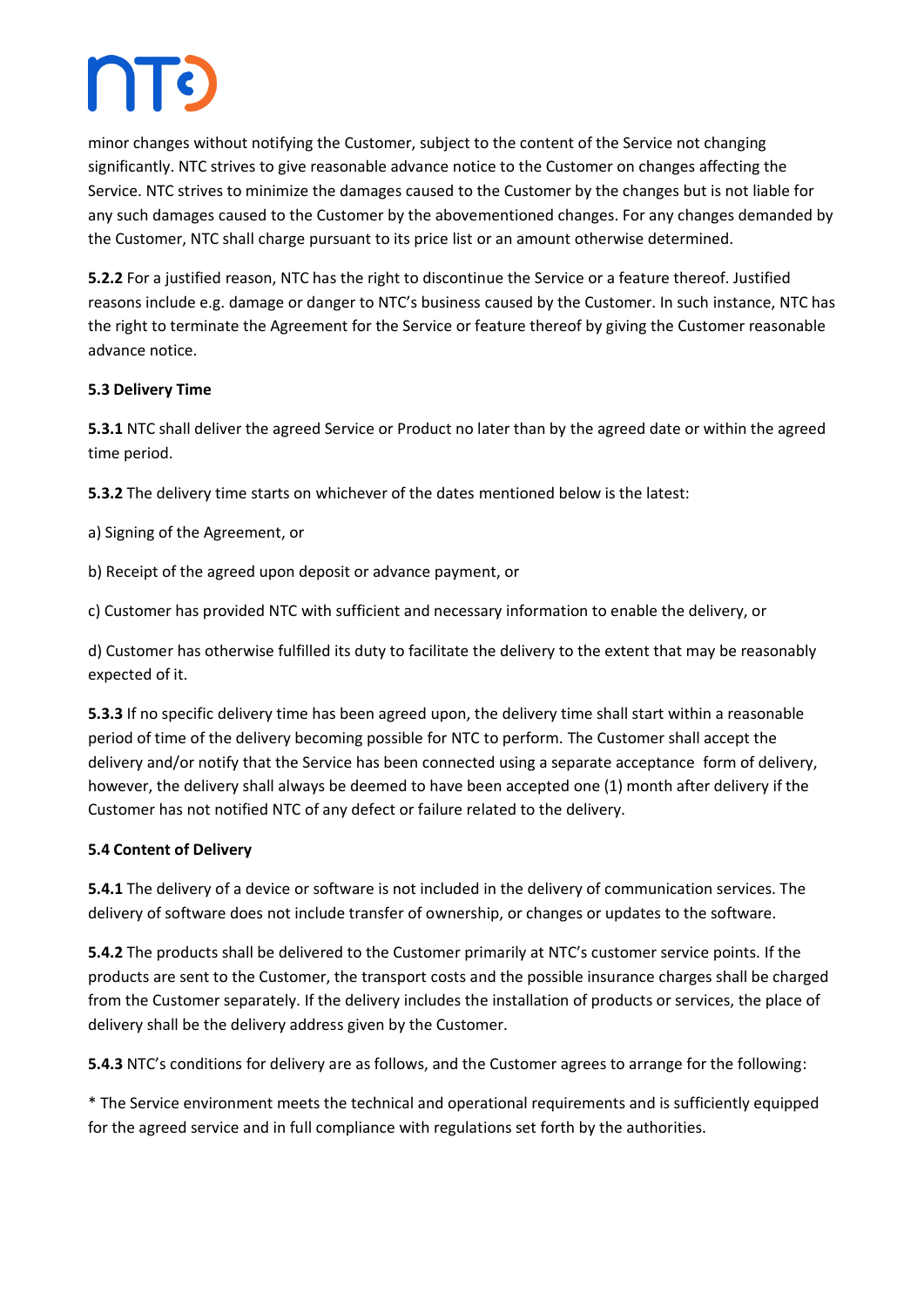minor changes without notifying the Customer, subject to the content of the Service not changing significantly. NTC strives to give reasonable advance notice to the Customer on changes affecting the Service. NTC strives to minimize the damages caused to the Customer by the changes but is not liable for any such damages caused to the Customer by the abovementioned changes. For any changes demanded by the Customer, NTC shall charge pursuant to its price list or an amount otherwise determined.

**5.2.2** For a justified reason, NTC has the right to discontinue the Service or a feature thereof. Justified reasons include e.g. damage or danger to NTC's business caused by the Customer. In such instance, NTC has the right to terminate the Agreement for the Service or feature thereof by giving the Customer reasonable advance notice.

**5.3 Delivery Time**

**5.3.1** NTC shall deliver the agreed Service or Product no later than by the agreed date or within the agreed time period.

**5.3.2** The delivery time starts on whichever of the dates mentioned below is the latest:

a) Signing of the Agreement, or

b) Receipt of the agreed upon deposit or advance payment, or

c) Customer has provided NTC with sufficient and necessary information to enable the delivery, or

d) Customer has otherwise fulfilled its duty to facilitate the delivery to the extent that may be reasonably expected of it.

**5.3.3** If no specific delivery time has been agreed upon, the delivery time shall start within a reasonable period of time of the delivery becoming possible for NTC to perform. The Customer shall accept the delivery and/or notify that the Service has been connected using a separate acceptance form of delivery, however, the delivery shall always be deemed to have been accepted one (1) month after delivery if the Customer has not notified NTC of any defect or failure related to the delivery.

**5.4 Content of Delivery**

**5.4.1** The delivery of a device or software is not included in the delivery of communication services. The delivery of software does not include transfer of ownership, or changes or updates to the software.

**5.4.2** The products shall be delivered to the Customer primarily at NTC's customer service points. If the products are sent to the Customer, the transport costs and the possible insurance charges shall be charged from the Customer separately. If the delivery includes the installation of products or services, the place of delivery shall be the delivery address given by the Customer.

**5.4.3** NTC's conditions for delivery are as follows, and the Customer agrees to arrange for the following:

* The Service environment meets the technical and operational requirements and is sufficiently equipped for the agreed service and in full compliance with regulations set forth by the authorities.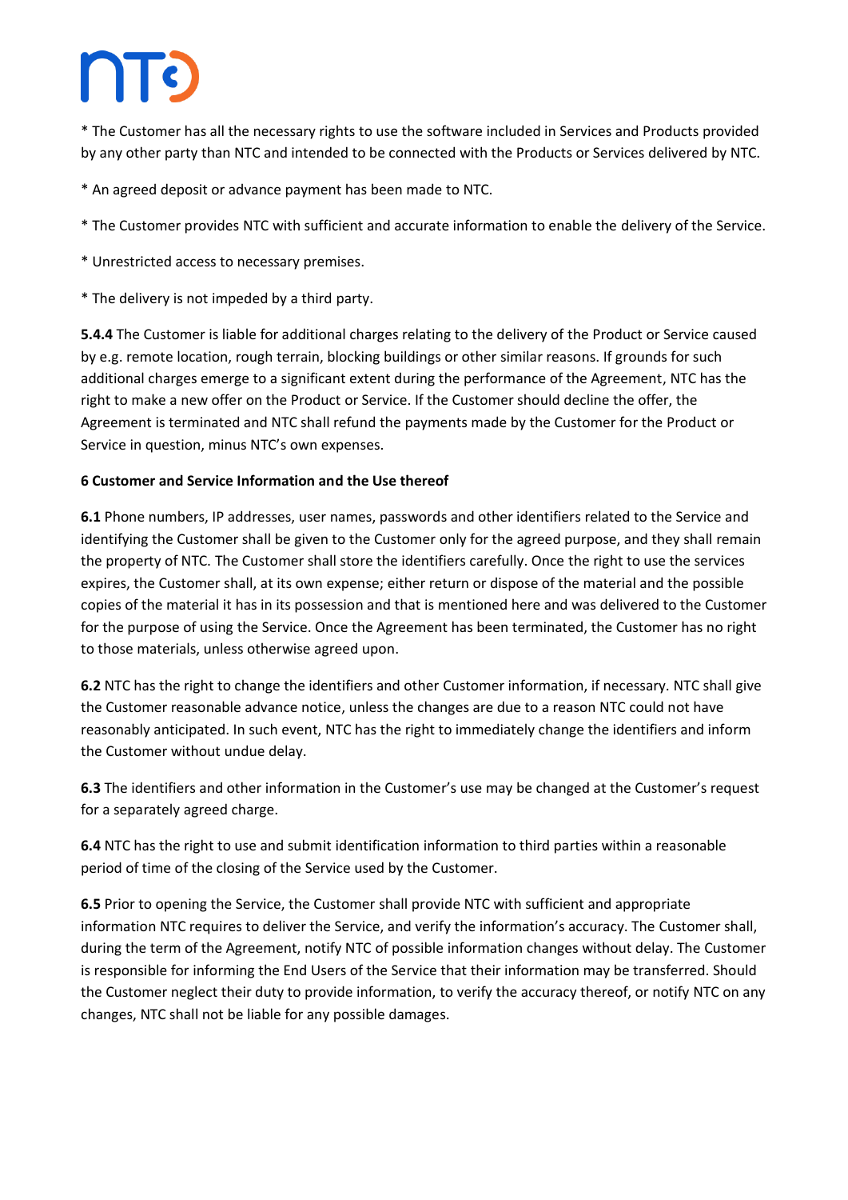* The Customer has all the necessary rights to use the software included in Services and Products provided by any other party than NTC and intended to be connected with the Products or Services delivered by NTC.

* An agreed deposit or advance payment has been made to NTC.

* The Customer provides NTC with sufficient and accurate information to enable the delivery of the Service.

* Unrestricted access to necessary premises.

* The delivery is not impeded by a third party.

**5.4.4** The Customer is liable for additional charges relating to the delivery of the Product or Service caused by e.g. remote location, rough terrain, blocking buildings or other similar reasons. If grounds for such additional charges emerge to a significant extent during the performance of the Agreement, NTC has the right to make a new offer on the Product or Service. If the Customer should decline the offer, the Agreement is terminated and NTC shall refund the payments made by the Customer for the Product or Service in question, minus NTC's own expenses.

**6 Customer and Service Information and the Use thereof**

**6.1** Phone numbers, IP addresses, user names, passwords and other identifiers related to the Service and identifying the Customer shall be given to the Customer only for the agreed purpose, and they shall remain the property of NTC. The Customer shall store the identifiers carefully. Once the right to use the services expires, the Customer shall, at its own expense; either return or dispose of the material and the possible copies of the material it has in its possession and that is mentioned here and was delivered to the Customer for the purpose of using the Service. Once the Agreement has been terminated, the Customer has no right to those materials, unless otherwise agreed upon.

**6.2** NTC has the right to change the identifiers and other Customer information, if necessary. NTC shall give the Customer reasonable advance notice, unless the changes are due to a reason NTC could not have reasonably anticipated. In such event, NTC has the right to immediately change the identifiers and inform the Customer without undue delay.

**6.3** The identifiers and other information in the Customer's use may be changed at the Customer's request for a separately agreed charge.

**6.4** NTC has the right to use and submit identification information to third parties within a reasonable period of time of the closing of the Service used by the Customer.

**6.5** Prior to opening the Service, the Customer shall provide NTC with sufficient and appropriate information NTC requires to deliver the Service, and verify the information's accuracy. The Customer shall, during the term of the Agreement, notify NTC of possible information changes without delay. The Customer is responsible for informing the End Users of the Service that their information may be transferred. Should the Customer neglect their duty to provide information, to verify the accuracy thereof, or notify NTC on any changes, NTC shall not be liable for any possible damages.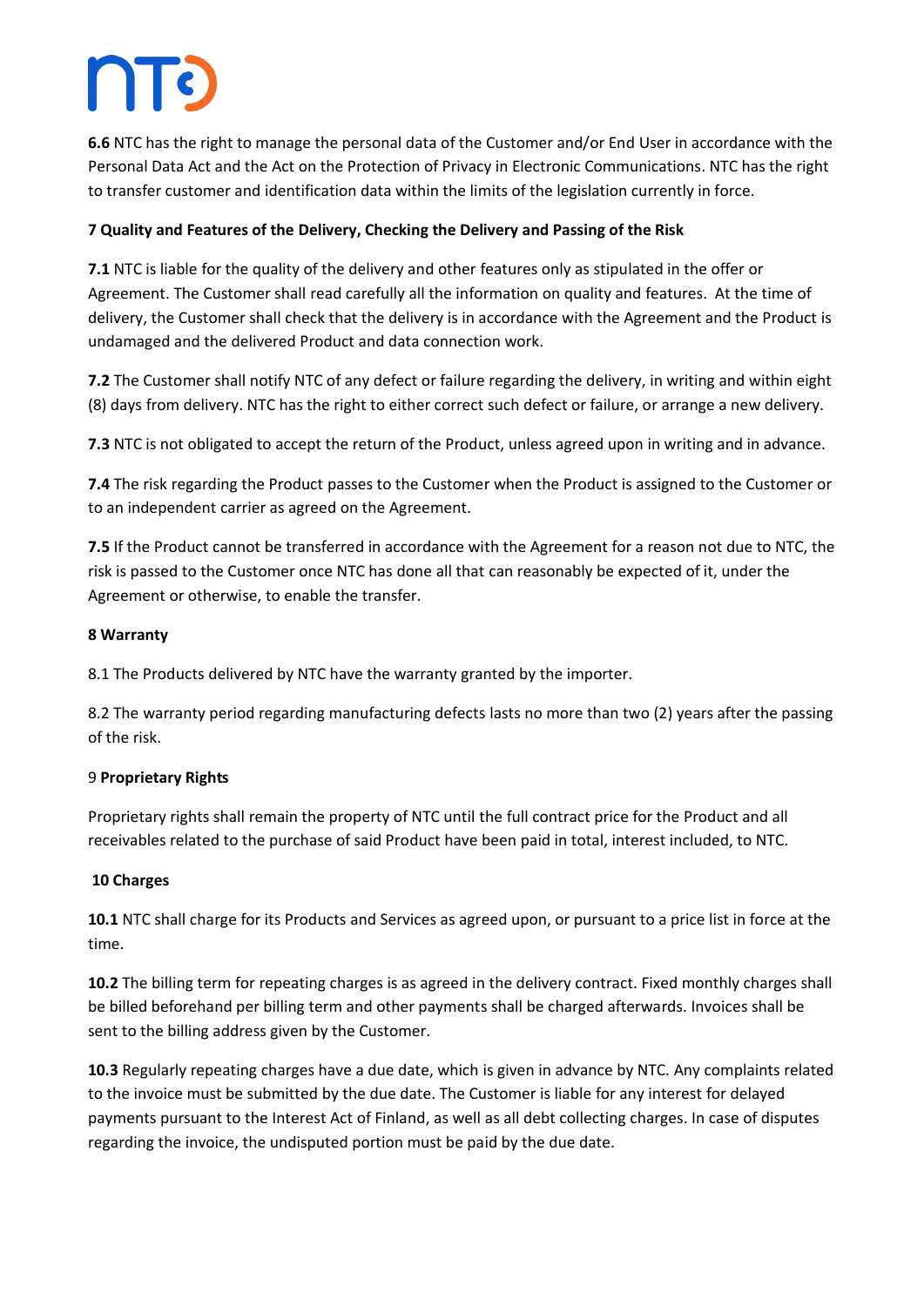**6.6** NTC has the right to manage the personal data of the Customer and/or End User in accordance with the Personal Data Act and the Act on the Protection of Privacy in Electronic Communications. NTC has the right to transfer customer and identification data within the limits of the legislation currently in force.

## 7 Quality and Features of the Delivery, Checking the Delivery and Passing of the Risk

**7.1** NTC is liable for the quality of the delivery and other features only as stipulated in the offer or Agreement. The Customer shall read carefully all the information on quality and features. At the time of delivery, the Customer shall check that the delivery is in accordance with the Agreement and the Product is undamaged and the delivered Product and data connection work.

**7.2** The Customer shall notify NTC of any defect or failure regarding the delivery, in writing and within eight (8) days from delivery. NTC has the right to either correct such defect or failure, or arrange a new delivery.

**7.3** NTC is not obligated to accept the return of the Product, unless agreed upon in writing and in advance.

**7.4** The risk regarding the Product passes to the Customer when the Product is assigned to the Customer or to an independent carrier as agreed on the Agreement.

**7.5** If the Product cannot be transferred in accordance with the Agreement for a reason not due to NTC, the risk is passed to the Customer once NTC has done all that can reasonably be expected of it, under the Agreement or otherwise, to enable the transfer.

## 8 Warranty

8.1 The Products delivered by NTC have the warranty granted by the importer.

8.2 The warranty period regarding manufacturing defects lasts no more than two (2) years after the passing of the risk.

## 9 Proprietary Rights

Proprietary rights shall remain the property of NTC until the full contract price for the Product and all receivables related to the purchase of said Product have been paid in total, interest included, to NTC.

## 10 Charges

**10.1** NTC shall charge for its Products and Services as agreed upon, or pursuant to a price list in force at the time.

**10.2** The billing term for repeating charges is as agreed in the delivery contract. Fixed monthly charges shall be billed beforehand per billing term and other payments shall be charged afterwards. Invoices shall be sent to the billing address given by the Customer.

**10.3** Regularly repeating charges have a due date, which is given in advance by NTC. Any complaints related to the invoice must be submitted by the due date. The Customer is liable for any interest for delayed payments pursuant to the Interest Act of Finland, as well as all debt collecting charges. In case of disputes regarding the invoice, the undisputed portion must be paid by the due date.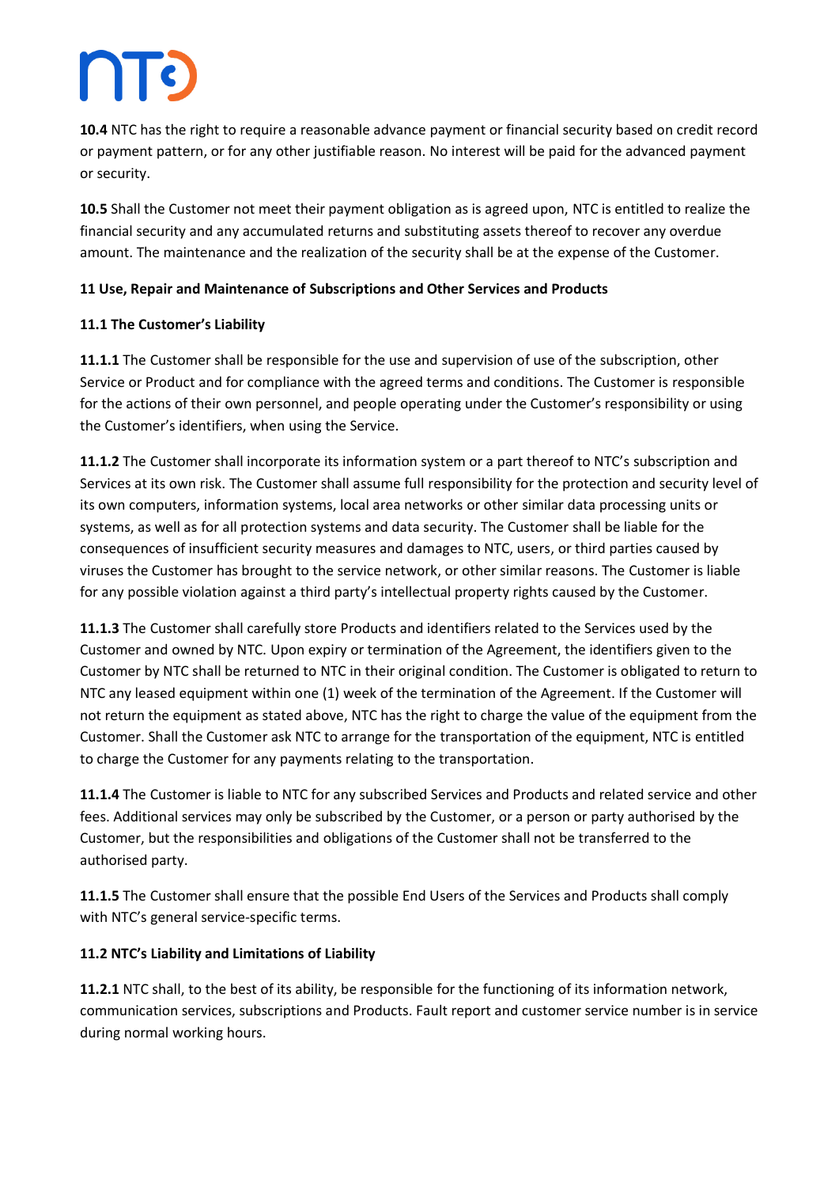**10.4** NTC has the right to require a reasonable advance payment or financial security based on credit record or payment pattern, or for any other justifiable reason. No interest will be paid for the advanced payment or security.

**10.5** Shall the Customer not meet their payment obligation as is agreed upon, NTC is entitled to realize the financial security and any accumulated returns and substituting assets thereof to recover any overdue amount. The maintenance and the realization of the security shall be at the expense of the Customer.

## 11 Use, Repair and Maintenance of Subscriptions and Other Services and Products

### 11.1 The Customer's Liability

**11.1.1** The Customer shall be responsible for the use and supervision of use of the subscription, other Service or Product and for compliance with the agreed terms and conditions. The Customer is responsible for the actions of their own personnel, and people operating under the Customer's responsibility or using the Customer's identifiers, when using the Service.

**11.1.2** The Customer shall incorporate its information system or a part thereof to NTC's subscription and Services at its own risk. The Customer shall assume full responsibility for the protection and security level of its own computers, information systems, local area networks or other similar data processing units or systems, as well as for all protection systems and data security. The Customer shall be liable for the consequences of insufficient security measures and damages to NTC, users, or third parties caused by viruses the Customer has brought to the service network, or other similar reasons. The Customer is liable for any possible violation against a third party's intellectual property rights caused by the Customer.

**11.1.3** The Customer shall carefully store Products and identifiers related to the Services used by the Customer and owned by NTC. Upon expiry or termination of the Agreement, the identifiers given to the Customer by NTC shall be returned to NTC in their original condition. The Customer is obligated to return to NTC any leased equipment within one (1) week of the termination of the Agreement. If the Customer will not return the equipment as stated above, NTC has the right to charge the value of the equipment from the Customer. Shall the Customer ask NTC to arrange for the transportation of the equipment, NTC is entitled to charge the Customer for any payments relating to the transportation.

**11.1.4** The Customer is liable to NTC for any subscribed Services and Products and related service and other fees. Additional services may only be subscribed by the Customer, or a person or party authorised by the Customer, but the responsibilities and obligations of the Customer shall not be transferred to the authorised party.

**11.1.5** The Customer shall ensure that the possible End Users of the Services and Products shall comply with NTC's general service-specific terms.

### 11.2 NTC's Liability and Limitations of Liability

**11.2.1** NTC shall, to the best of its ability, be responsible for the functioning of its information network, communication services, subscriptions and Products. Fault report and customer service number is in service during normal working hours.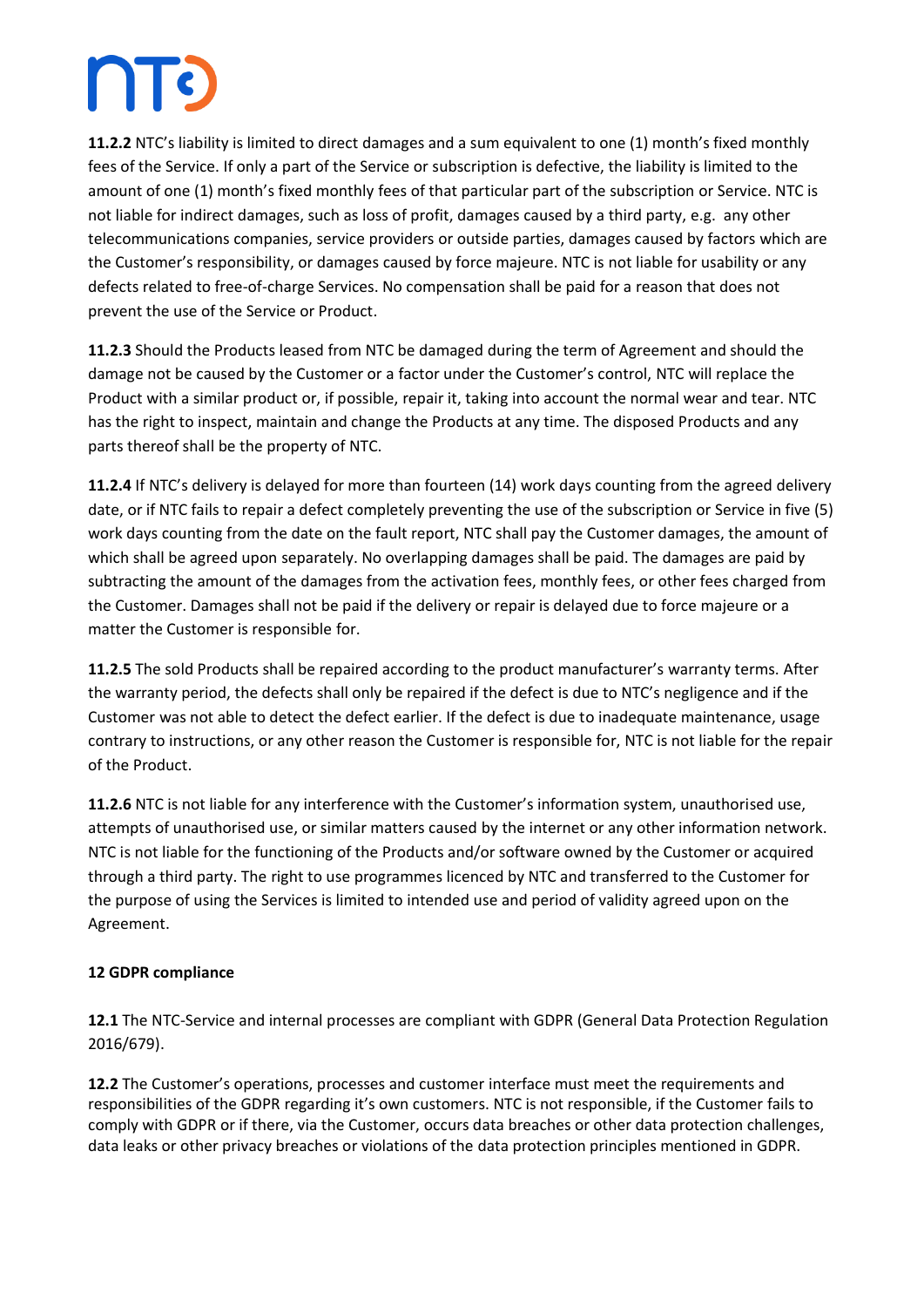**11.2.2** NTC's liability is limited to direct damages and a sum equivalent to one (1) month's fixed monthly fees of the Service. If only a part of the Service or subscription is defective, the liability is limited to the amount of one (1) month's fixed monthly fees of that particular part of the subscription or Service. NTC is not liable for indirect damages, such as loss of profit, damages caused by a third party, e.g. any other telecommunications companies, service providers or outside parties, damages caused by factors which are the Customer's responsibility, or damages caused by force majeure. NTC is not liable for usability or any defects related to free-of-charge Services. No compensation shall be paid for a reason that does not prevent the use of the Service or Product.

**11.2.3** Should the Products leased from NTC be damaged during the term of Agreement and should the damage not be caused by the Customer or a factor under the Customer's control, NTC will replace the Product with a similar product or, if possible, repair it, taking into account the normal wear and tear. NTC has the right to inspect, maintain and change the Products at any time. The disposed Products and any parts thereof shall be the property of NTC.

**11.2.4** If NTC's delivery is delayed for more than fourteen (14) work days counting from the agreed delivery date, or if NTC fails to repair a defect completely preventing the use of the subscription or Service in five (5) work days counting from the date on the fault report, NTC shall pay the Customer damages, the amount of which shall be agreed upon separately. No overlapping damages shall be paid. The damages are paid by subtracting the amount of the damages from the activation fees, monthly fees, or other fees charged from the Customer. Damages shall not be paid if the delivery or repair is delayed due to force majeure or a matter the Customer is responsible for.

**11.2.5** The sold Products shall be repaired according to the product manufacturer's warranty terms. After the warranty period, the defects shall only be repaired if the defect is due to NTC's negligence and if the Customer was not able to detect the defect earlier. If the defect is due to inadequate maintenance, usage contrary to instructions, or any other reason the Customer is responsible for, NTC is not liable for the repair of the Product.

**11.2.6** NTC is not liable for any interference with the Customer's information system, unauthorised use, attempts of unauthorised use, or similar matters caused by the internet or any other information network. NTC is not liable for the functioning of the Products and/or software owned by the Customer or acquired through a third party. The right to use programmes licenced by NTC and transferred to the Customer for the purpose of using the Services is limited to intended use and period of validity agreed upon on the Agreement.

## 12 GDPR compliance

**12.1** The NTC-Service and internal processes are compliant with GDPR (General Data Protection Regulation 2016/679).

**12.2** The Customer's operations, processes and customer interface must meet the requirements and responsibilities of the GDPR regarding it's own customers. NTC is not responsible, if the Customer fails to comply with GDPR or if there, via the Customer, occurs data breaches or other data protection challenges, data leaks or other privacy breaches or violations of the data protection principles mentioned in GDPR.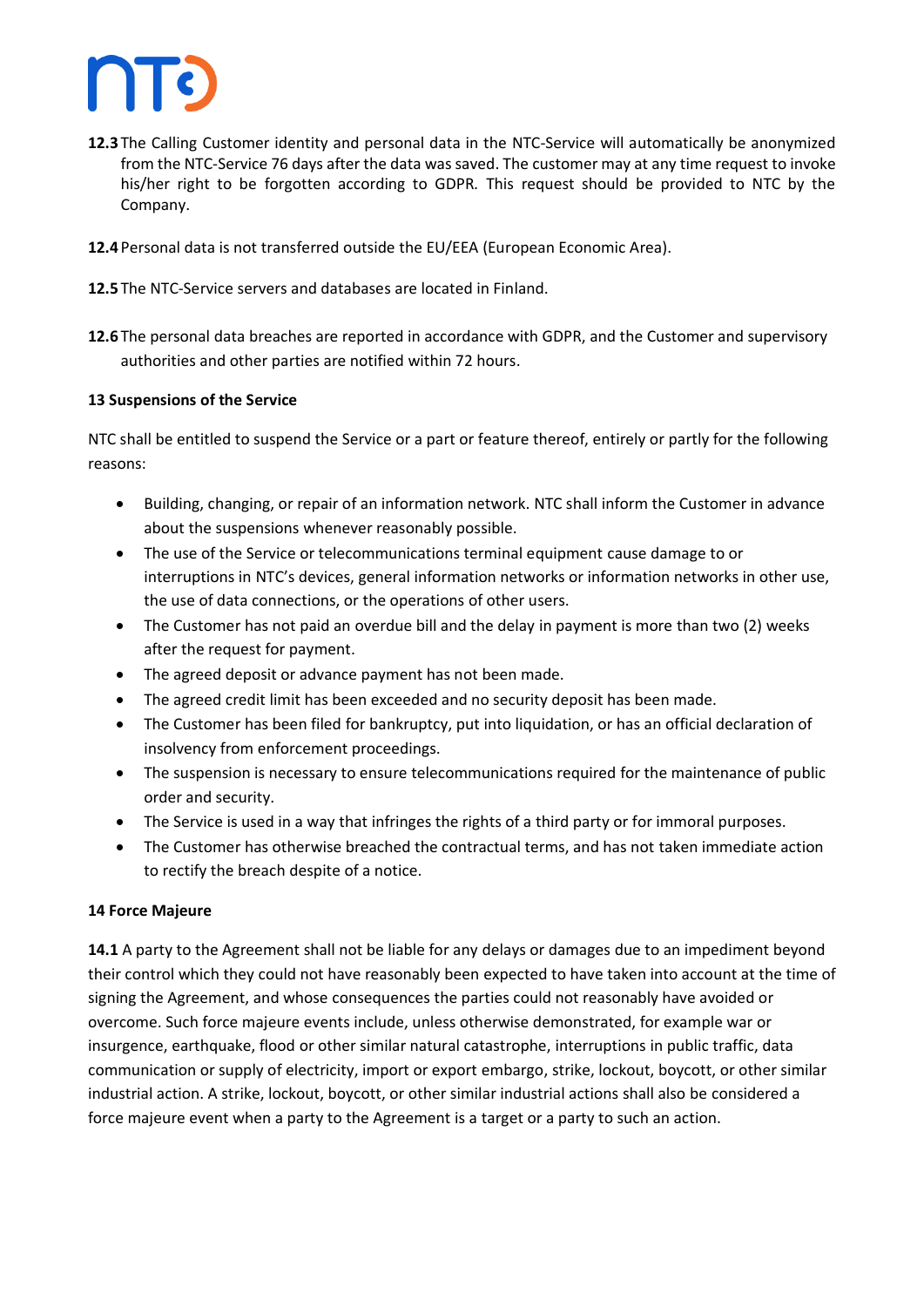**12.3** The Calling Customer identity and personal data in the NTC-Service will automatically be anonymized from the NTC-Service 76 days after the data was saved. The customer may at any time request to invoke his/her right to be forgotten according to GDPR. This request should be provided to NTC by the Company.

**12.4** Personal data is not transferred outside the EU/EEA (European Economic Area).

**12.5** The NTC-Service servers and databases are located in Finland.

**12.6** The personal data breaches are reported in accordance with GDPR, and the Customer and supervisory authorities and other parties are notified within 72 hours.

**13 Suspensions of the Service**

NTC shall be entitled to suspend the Service or a part or feature thereof, entirely or partly for the following reasons:

- Building, changing, or repair of an information network. NTC shall inform the Customer in advance about the suspensions whenever reasonably possible.
- The use of the Service or telecommunications terminal equipment cause damage to or interruptions in NTC's devices, general information networks or information networks in other use, the use of data connections, or the operations of other users.
- The Customer has not paid an overdue bill and the delay in payment is more than two (2) weeks after the request for payment.
- The agreed deposit or advance payment has not been made.
- The agreed credit limit has been exceeded and no security deposit has been made.
- The Customer has been filed for bankruptcy, put into liquidation, or has an official declaration of insolvency from enforcement proceedings.
- The suspension is necessary to ensure telecommunications required for the maintenance of public order and security.
- The Service is used in a way that infringes the rights of a third party or for immoral purposes.
- The Customer has otherwise breached the contractual terms, and has not taken immediate action to rectify the breach despite of a notice.

**14 Force Majeure**

**14.1** A party to the Agreement shall not be liable for any delays or damages due to an impediment beyond their control which they could not have reasonably been expected to have taken into account at the time of signing the Agreement, and whose consequences the parties could not reasonably have avoided or overcome. Such force majeure events include, unless otherwise demonstrated, for example war or insurgence, earthquake, flood or other similar natural catastrophe, interruptions in public traffic, data communication or supply of electricity, import or export embargo, strike, lockout, boycott, or other similar industrial action. A strike, lockout, boycott, or other similar industrial actions shall also be considered a force majeure event when a party to the Agreement is a target or a party to such an action.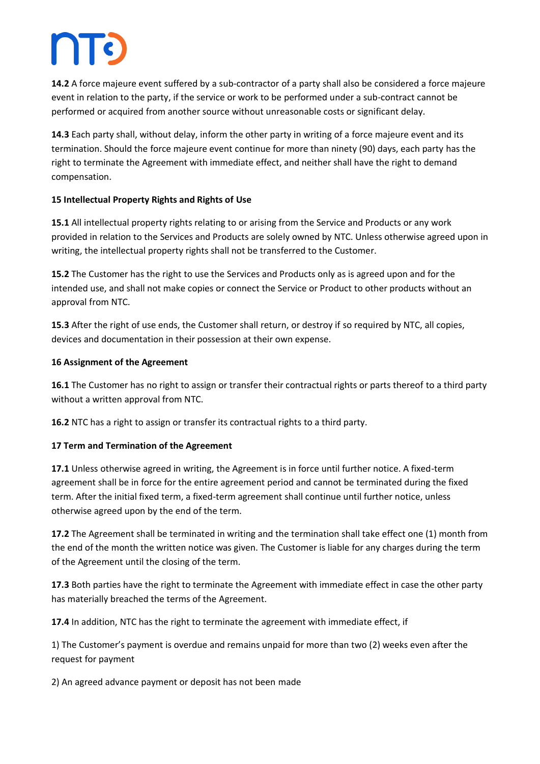**14.2** A force majeure event suffered by a sub-contractor of a party shall also be considered a force majeure event in relation to the party, if the service or work to be performed under a sub-contract cannot be performed or acquired from another source without unreasonable costs or significant delay.

**14.3** Each party shall, without delay, inform the other party in writing of a force majeure event and its termination. Should the force majeure event continue for more than ninety (90) days, each party has the right to terminate the Agreement with immediate effect, and neither shall have the right to demand compensation.

### 15 Intellectual Property Rights and Rights of Use

**15.1** All intellectual property rights relating to or arising from the Service and Products or any work provided in relation to the Services and Products are solely owned by NTC. Unless otherwise agreed upon in writing, the intellectual property rights shall not be transferred to the Customer.

**15.2** The Customer has the right to use the Services and Products only as is agreed upon and for the intended use, and shall not make copies or connect the Service or Product to other products without an approval from NTC.

**15.3** After the right of use ends, the Customer shall return, or destroy if so required by NTC, all copies, devices and documentation in their possession at their own expense.

### 16 Assignment of the Agreement

**16.1** The Customer has no right to assign or transfer their contractual rights or parts thereof to a third party without a written approval from NTC.

**16.2** NTC has a right to assign or transfer its contractual rights to a third party.

### 17 Term and Termination of the Agreement

**17.1** Unless otherwise agreed in writing, the Agreement is in force until further notice. A fixed-term agreement shall be in force for the entire agreement period and cannot be terminated during the fixed term. After the initial fixed term, a fixed-term agreement shall continue until further notice, unless otherwise agreed upon by the end of the term.

**17.2** The Agreement shall be terminated in writing and the termination shall take effect one (1) month from the end of the month the written notice was given. The Customer is liable for any charges during the term of the Agreement until the closing of the term.

**17.3** Both parties have the right to terminate the Agreement with immediate effect in case the other party has materially breached the terms of the Agreement.

**17.4** In addition, NTC has the right to terminate the agreement with immediate effect, if

1) The Customer's payment is overdue and remains unpaid for more than two (2) weeks even after the request for payment

2) An agreed advance payment or deposit has not been made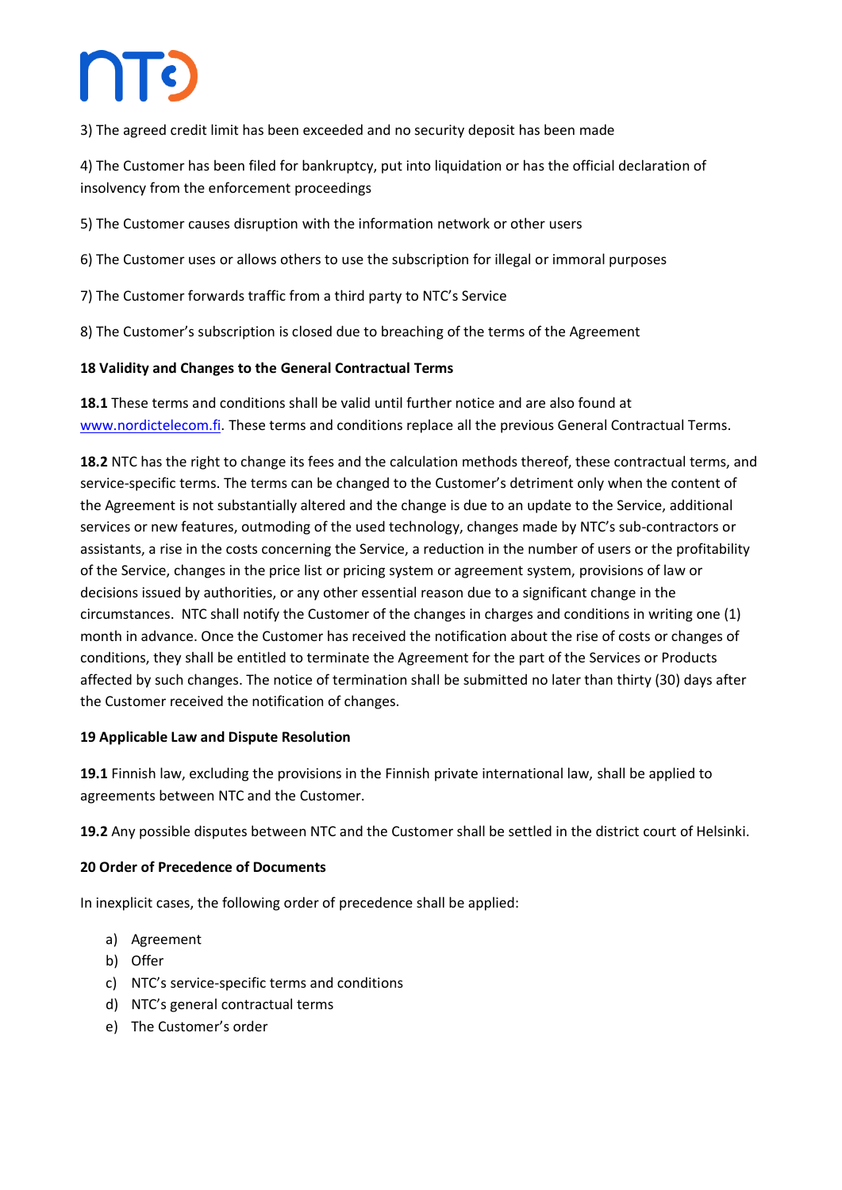3) The agreed credit limit has been exceeded and no security deposit has been made

4) The Customer has been filed for bankruptcy, put into liquidation or has the official declaration of insolvency from the enforcement proceedings

5) The Customer causes disruption with the information network or other users

6) The Customer uses or allows others to use the subscription for illegal or immoral purposes

7) The Customer forwards traffic from a third party to NTC's Service

8) The Customer's subscription is closed due to breaching of the terms of the Agreement

**18 Validity and Changes to the General Contractual Terms**

**18.1** These terms and conditions shall be valid until further notice and are also found at [www.nordictelecom.fi](http://www.nordictelecom.fi). These terms and conditions replace all the previous General Contractual Terms.

**18.2** NTC has the right to change its fees and the calculation methods thereof, these contractual terms, and service-specific terms. The terms can be changed to the Customer's detriment only when the content of the Agreement is not substantially altered and the change is due to an update to the Service, additional services or new features, outmoding of the used technology, changes made by NTC's sub-contractors or assistants, a rise in the costs concerning the Service, a reduction in the number of users or the profitability of the Service, changes in the price list or pricing system or agreement system, provisions of law or decisions issued by authorities, or any other essential reason due to a significant change in the circumstances. NTC shall notify the Customer of the changes in charges and conditions in writing one (1) month in advance. Once the Customer has received the notification about the rise of costs or changes of conditions, they shall be entitled to terminate the Agreement for the part of the Services or Products affected by such changes. The notice of termination shall be submitted no later than thirty (30) days after the Customer received the notification of changes.

**19 Applicable Law and Dispute Resolution**

**19.1** Finnish law, excluding the provisions in the Finnish private international law, shall be applied to agreements between NTC and the Customer.

**19.2** Any possible disputes between NTC and the Customer shall be settled in the district court of Helsinki.

**20 Order of Precedence of Documents**

In inexplicit cases, the following order of precedence shall be applied:

a) Agreement
b) Offer
c) NTC's service-specific terms and conditions
d) NTC's general contractual terms
e) The Customer's order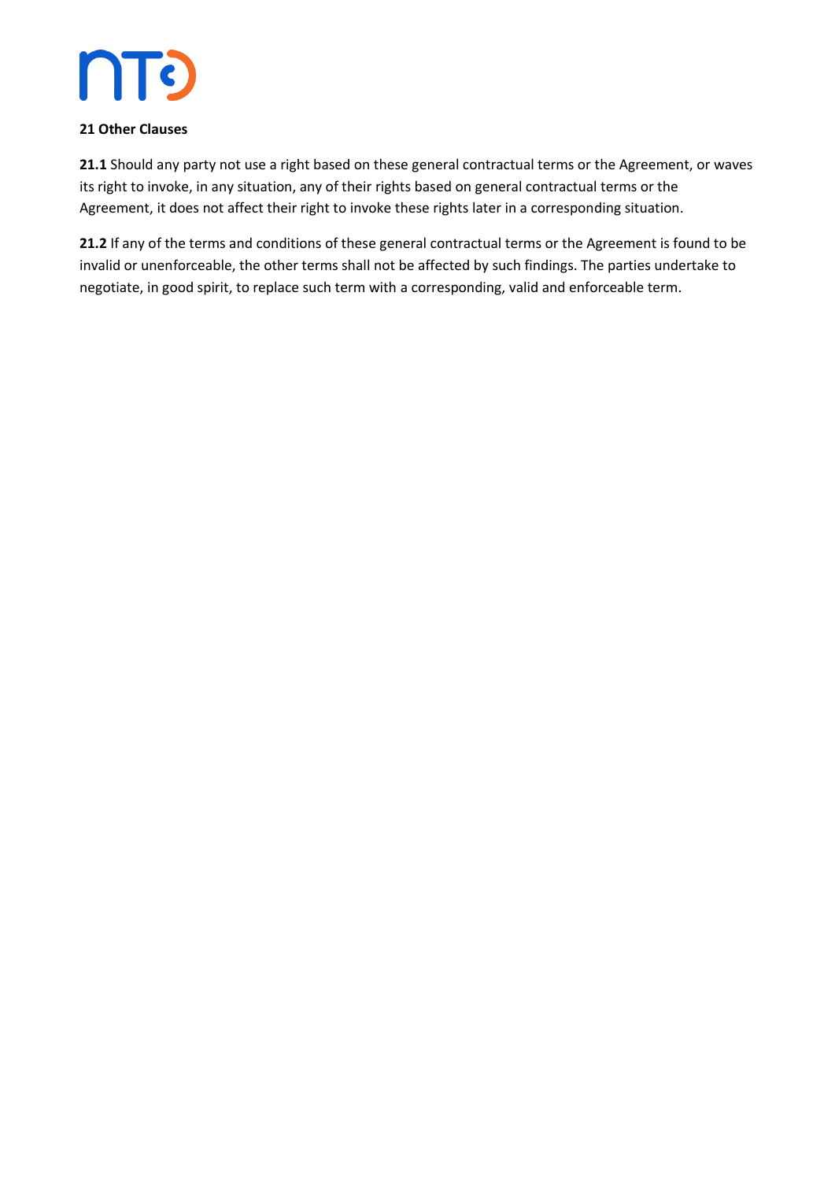## 21 Other Clauses

**21.1** Should any party not use a right based on these general contractual terms or the Agreement, or waves its right to invoke, in any situation, any of their rights based on general contractual terms or the Agreement, it does not affect their right to invoke these rights later in a corresponding situation.

**21.2** If any of the terms and conditions of these general contractual terms or the Agreement is found to be invalid or unenforceable, the other terms shall not be affected by such findings. The parties undertake to negotiate, in good spirit, to replace such term with a corresponding, valid and enforceable term.